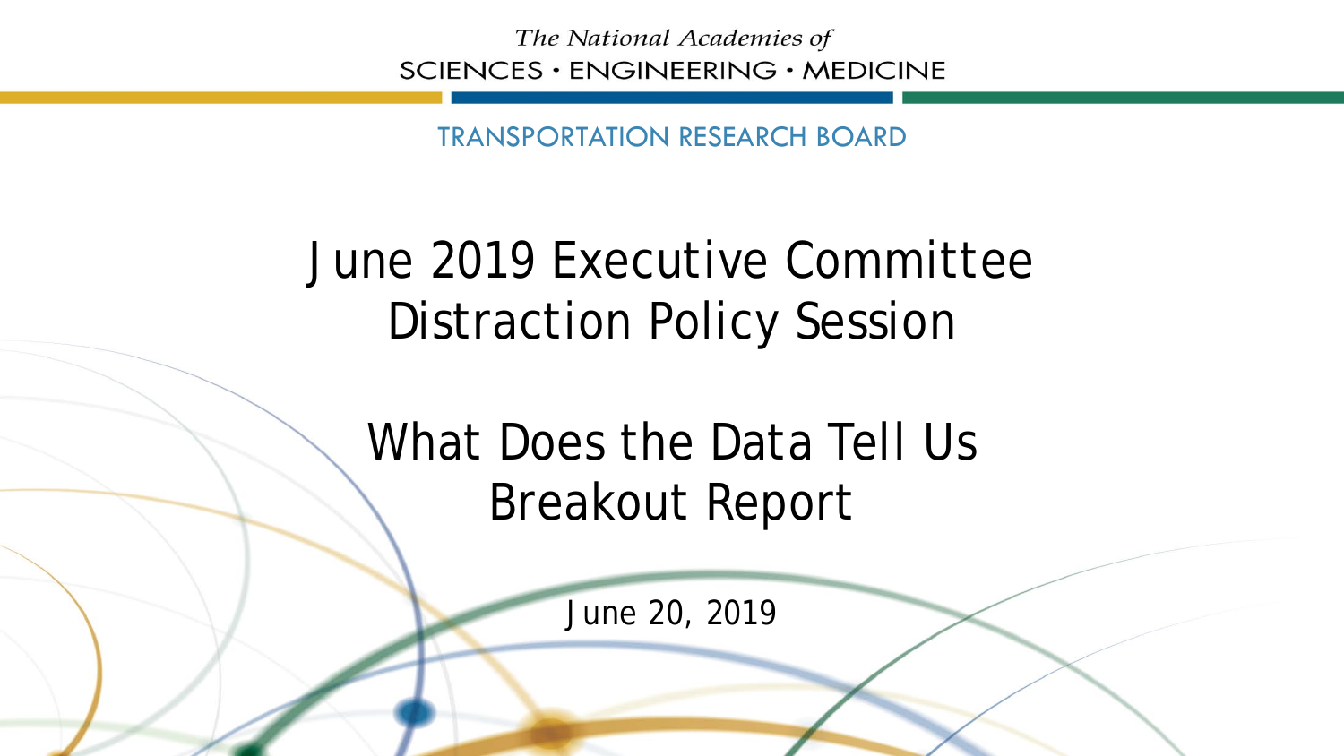The National Academies of
SCIENCES · ENGINEERING · MEDICINE

TRANSPORTATION RESEARCH BOARD

# June 2019 Executive Committee Distraction Policy Session

# What Does the Data Tell Us Breakout Report

June 20, 2019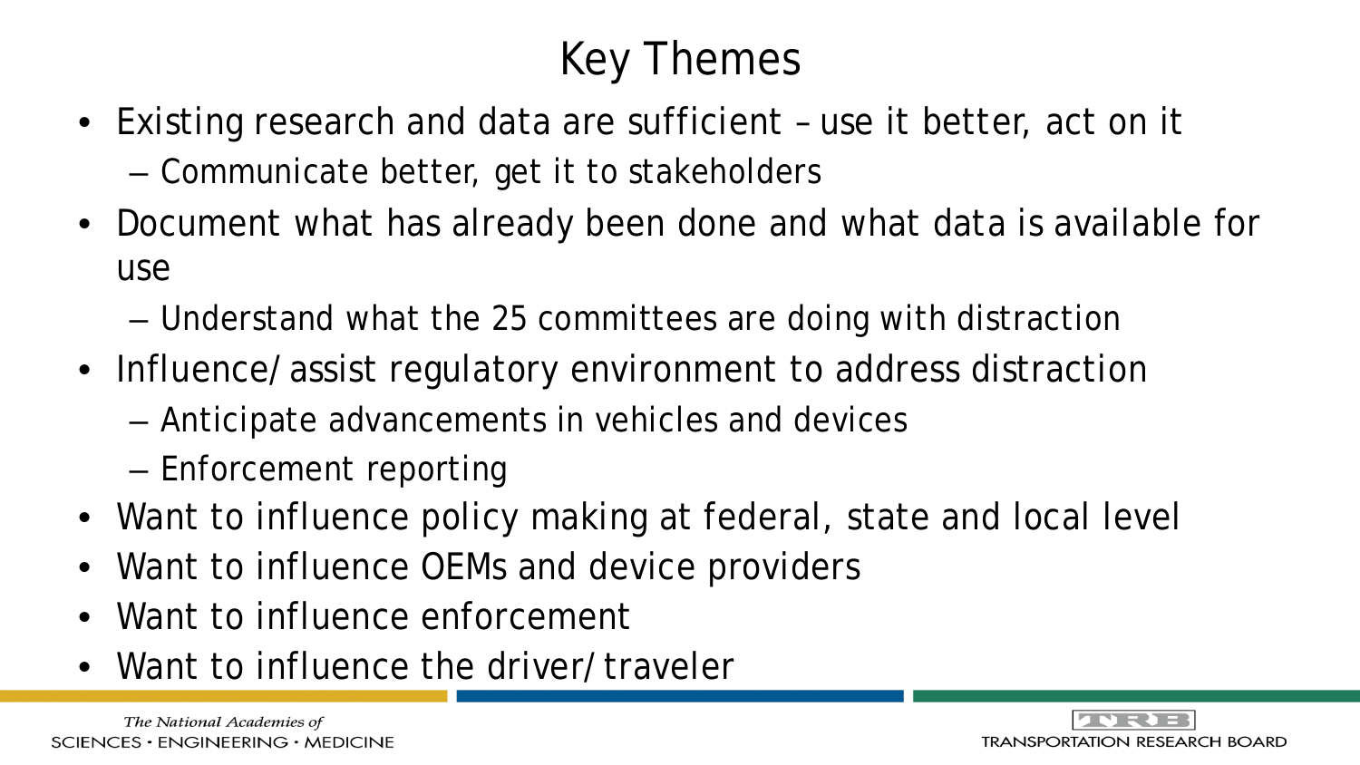# Key Themes

- Existing research and data are sufficient – use it better, act on it
  - Communicate better, get it to stakeholders
- Document what has already been done and what data is available for use
  - Understand what the 25 committees are doing with distraction
- Influence/assist regulatory environment to address distraction
  - Anticipate advancements in vehicles and devices
  - Enforcement reporting
- Want to influence policy making at federal, state and local level
- Want to influence OEMs and device providers
- Want to influence enforcement
- Want to influence the driver/traveler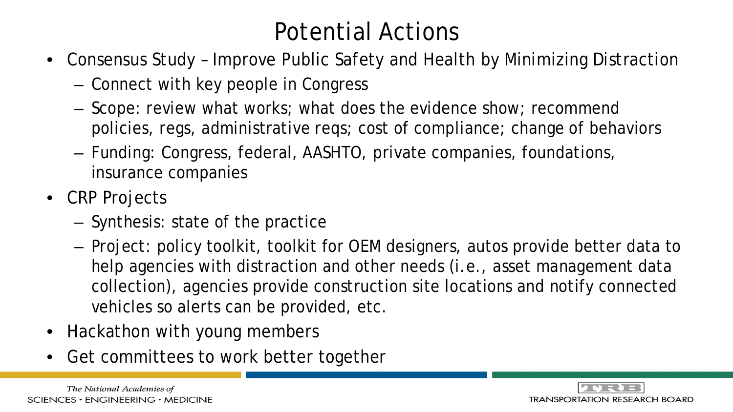# Potential Actions

- Consensus Study – Improve Public Safety and Health by Minimizing Distraction
  - Connect with key people in Congress
  - Scope: review what works; what does the evidence show; recommend policies, regs, administrative reqs; cost of compliance; change of behaviors
  - Funding: Congress, federal, AASHTO, private companies, foundations, insurance companies
- CRP Projects
  - Synthesis: state of the practice
  - Project: policy toolkit, toolkit for OEM designers, autos provide better data to help agencies with distraction and other needs (i.e., asset management data collection), agencies provide construction site locations and notify connected vehicles so alerts can be provided, etc.
- Hackathon with young members
- Get committees to work better together